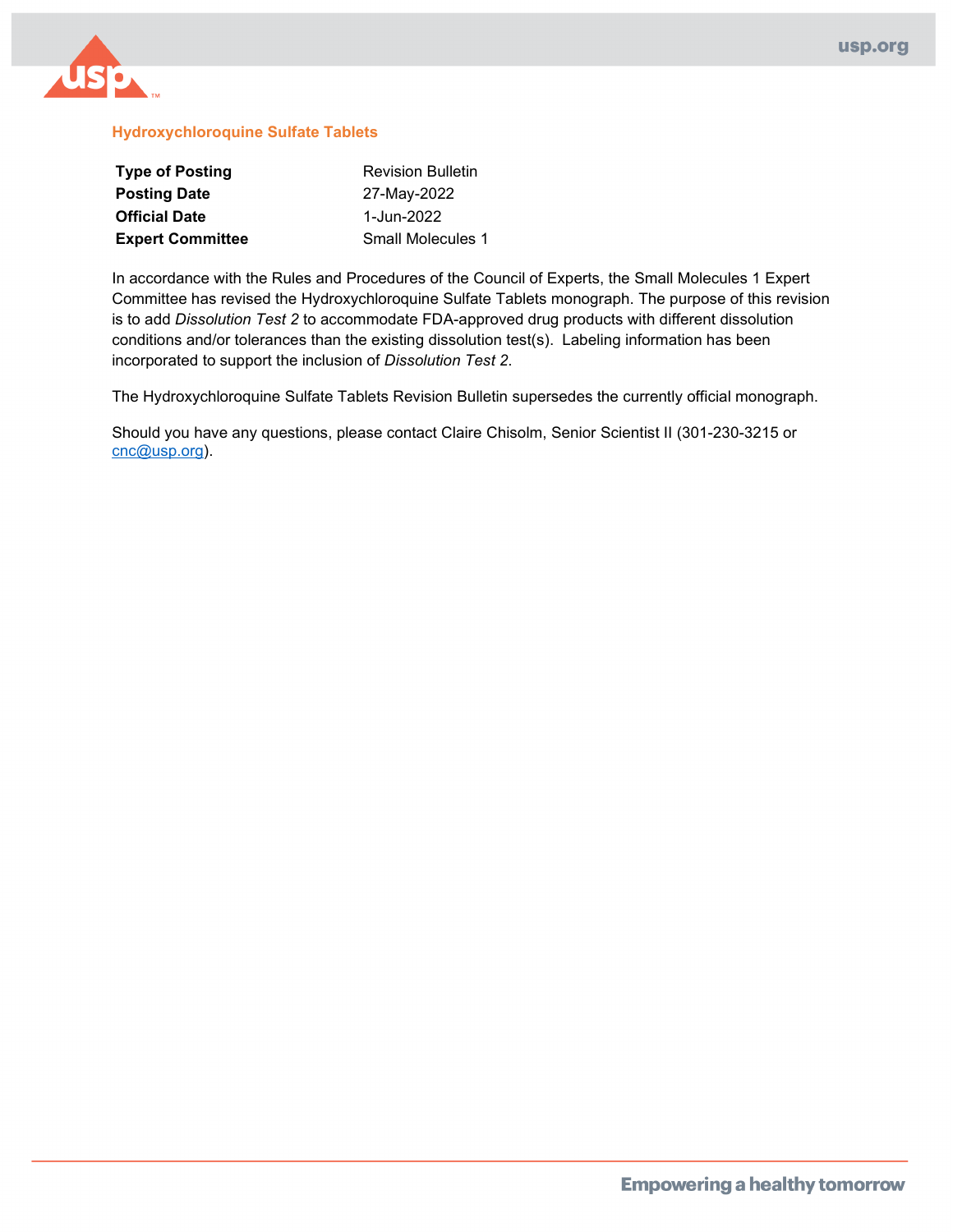# Hydroxychloroquine Sulfate Tablets

| | |
|---|---|
| **Type of Posting** | Revision Bulletin |
| **Posting Date** | 27-May-2022 |
| **Official Date** | 1-Jun-2022 |
| **Expert Committee** | Small Molecules 1 |

In accordance with the Rules and Procedures of the Council of Experts, the Small Molecules 1 Expert Committee has revised the Hydroxychloroquine Sulfate Tablets monograph. The purpose of this revision is to add *Dissolution Test 2* to accommodate FDA-approved drug products with different dissolution conditions and/or tolerances than the existing dissolution test(s). Labeling information has been incorporated to support the inclusion of *Dissolution Test 2*.

The Hydroxychloroquine Sulfate Tablets Revision Bulletin supersedes the currently official monograph.

Should you have any questions, please contact Claire Chisolm, Senior Scientist II (301-230-3215 or cnc@usp.org).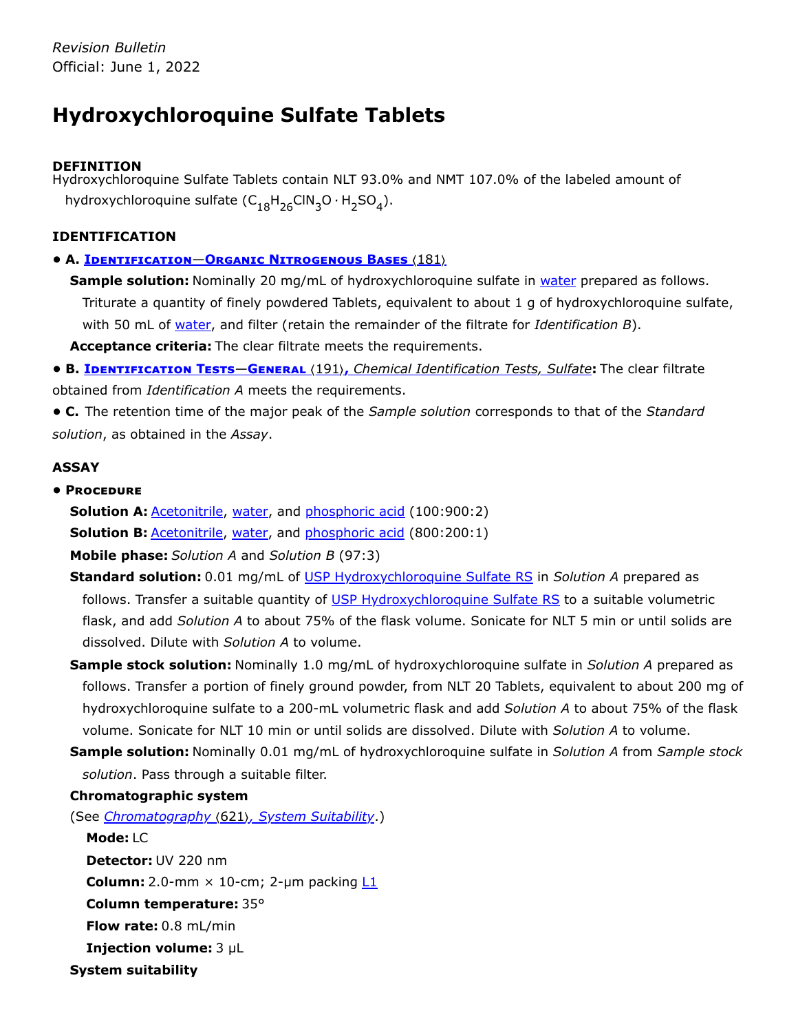*Revision Bulletin*
Official: June 1, 2022

# Hydroxychloroquine Sulfate Tablets

**DEFINITION**
Hydroxychloroquine Sulfate Tablets contain NLT 93.0% and NMT 107.0% of the labeled amount of hydroxychloroquine sulfate ($C_{18}H_{26}ClN_3O \cdot H_2SO_4$).

**IDENTIFICATION**

- **A. Identification—Organic Nitrogenous Bases ⟨181⟩**

  **Sample solution:** Nominally 20 mg/mL of hydroxychloroquine sulfate in water prepared as follows. Triturate a quantity of finely powdered Tablets, equivalent to about 1 g of hydroxychloroquine sulfate, with 50 mL of water, and filter (retain the remainder of the filtrate for *Identification B*).

  **Acceptance criteria:** The clear filtrate meets the requirements.

- **B. Identification Tests—General ⟨191⟩, *Chemical Identification Tests, Sulfate*:** The clear filtrate obtained from *Identification A* meets the requirements.

- **C.** The retention time of the major peak of the *Sample solution* corresponds to that of the *Standard solution*, as obtained in the *Assay*.

**ASSAY**

- **Procedure**

  **Solution A:** Acetonitrile, water, and phosphoric acid (100:900:2)

  **Solution B:** Acetonitrile, water, and phosphoric acid (800:200:1)

  **Mobile phase:** *Solution A* and *Solution B* (97:3)

  **Standard solution:** 0.01 mg/mL of USP Hydroxychloroquine Sulfate RS in *Solution A* prepared as follows. Transfer a suitable quantity of USP Hydroxychloroquine Sulfate RS to a suitable volumetric flask, and add *Solution A* to about 75% of the flask volume. Sonicate for NLT 5 min or until solids are dissolved. Dilute with *Solution A* to volume.

  **Sample stock solution:** Nominally 1.0 mg/mL of hydroxychloroquine sulfate in *Solution A* prepared as follows. Transfer a portion of finely ground powder, from NLT 20 Tablets, equivalent to about 200 mg of hydroxychloroquine sulfate to a 200-mL volumetric flask and add *Solution A* to about 75% of the flask volume. Sonicate for NLT 10 min or until solids are dissolved. Dilute with *Solution A* to volume.

  **Sample solution:** Nominally 0.01 mg/mL of hydroxychloroquine sulfate in *Solution A* from *Sample stock solution*. Pass through a suitable filter.

  **Chromatographic system**

  (See *Chromatography ⟨621⟩, System Suitability*.)

  **Mode:** LC

  **Detector:** UV 220 nm

  **Column:** 2.0-mm × 10-cm; 2-µm packing L1

  **Column temperature:** 35°

  **Flow rate:** 0.8 mL/min

  **Injection volume:** 3 µL

  **System suitability**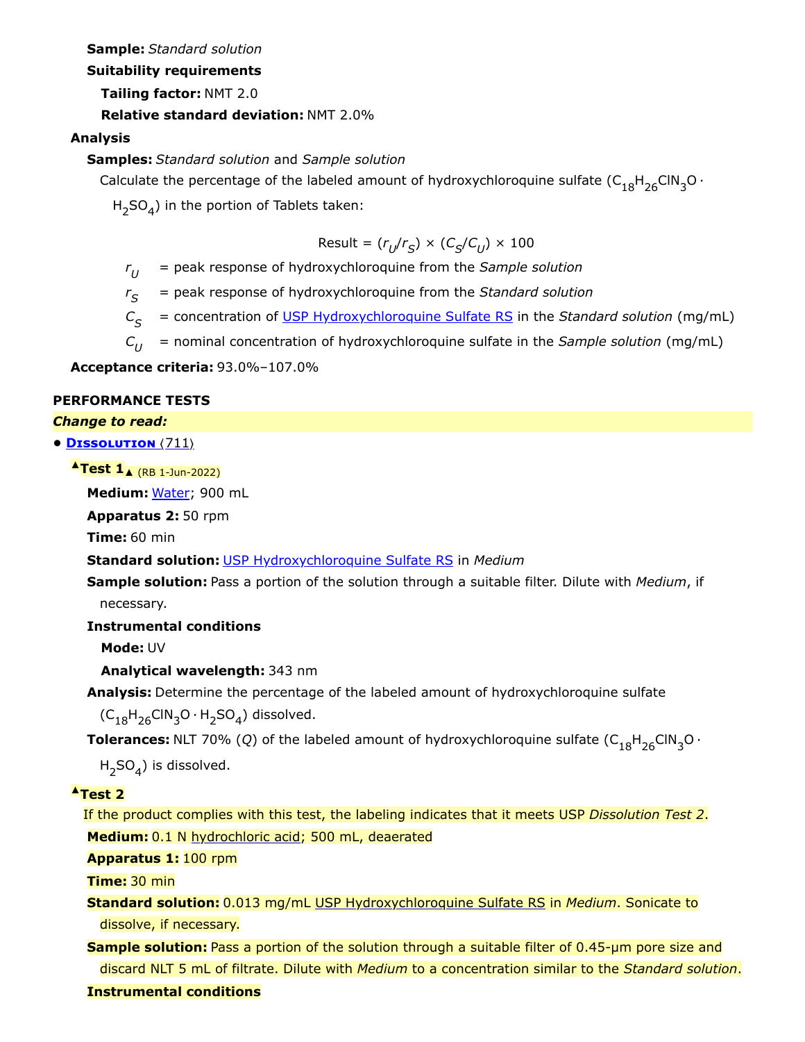**Sample:** *Standard solution*

**Suitability requirements**

**Tailing factor:** NMT 2.0

**Relative standard deviation:** NMT 2.0%

**Analysis**

**Samples:** *Standard solution* and *Sample solution*

Calculate the percentage of the labeled amount of hydroxychloroquine sulfate ($C_{18}H_{26}ClN_3O \cdot H_2SO_4$) in the portion of Tablets taken:

$$\text{Result} = (r_U/r_S) \times (C_S/C_U) \times 100$$

$r_U$ = peak response of hydroxychloroquine from the *Sample solution*

$r_S$ = peak response of hydroxychloroquine from the *Standard solution*

$C_S$ = concentration of USP Hydroxychloroquine Sulfate RS in the *Standard solution* (mg/mL)

$C_U$ = nominal concentration of hydroxychloroquine sulfate in the *Sample solution* (mg/mL)

**Acceptance criteria:** 93.0%–107.0%

**PERFORMANCE TESTS**

***Change to read:***

- **DISSOLUTION** ⟨711⟩

▲**Test 1**▲ (RB 1-Jun-2022)

**Medium:** Water; 900 mL

**Apparatus 2:** 50 rpm

**Time:** 60 min

**Standard solution:** USP Hydroxychloroquine Sulfate RS in *Medium*

**Sample solution:** Pass a portion of the solution through a suitable filter. Dilute with *Medium*, if necessary.

**Instrumental conditions**

**Mode:** UV

**Analytical wavelength:** 343 nm

**Analysis:** Determine the percentage of the labeled amount of hydroxychloroquine sulfate ($C_{18}H_{26}ClN_3O \cdot H_2SO_4$) dissolved.

**Tolerances:** NLT 70% (*Q*) of the labeled amount of hydroxychloroquine sulfate ($C_{18}H_{26}ClN_3O \cdot H_2SO_4$) is dissolved.

▲**Test 2**

If the product complies with this test, the labeling indicates that it meets USP *Dissolution Test 2*.

**Medium:** 0.1 N hydrochloric acid; 500 mL, deaerated

**Apparatus 1:** 100 rpm

**Time:** 30 min

**Standard solution:** 0.013 mg/mL USP Hydroxychloroquine Sulfate RS in *Medium*. Sonicate to dissolve, if necessary.

**Sample solution:** Pass a portion of the solution through a suitable filter of 0.45-µm pore size and discard NLT 5 mL of filtrate. Dilute with *Medium* to a concentration similar to the *Standard solution*.

**Instrumental conditions**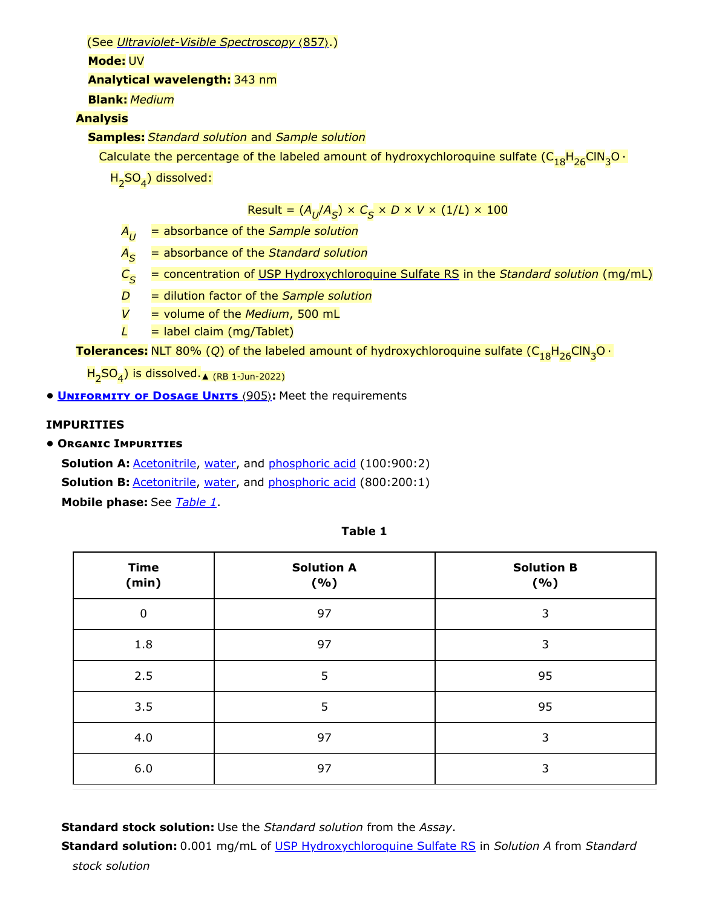(See *Ultraviolet-Visible Spectroscopy* ⟨857⟩.)

**Mode:** UV

**Analytical wavelength:** 343 nm

**Blank:** *Medium*

**Analysis**

**Samples:** *Standard solution* and *Sample solution*

Calculate the percentage of the labeled amount of hydroxychloroquine sulfate ($C_{18}H_{26}ClN_3O \cdot H_2SO_4$) dissolved:

$$\text{Result} = (A_U/A_S) \times C_S \times D \times V \times (1/L) \times 100$$

$A_U$ = absorbance of the *Sample solution*

$A_S$ = absorbance of the *Standard solution*

$C_S$ = concentration of USP Hydroxychloroquine Sulfate RS in the *Standard solution* (mg/mL)

$D$ = dilution factor of the *Sample solution*

$V$ = volume of the *Medium*, 500 mL

$L$ = label claim (mg/Tablet)

**Tolerances:** NLT 80% ($Q$) of the labeled amount of hydroxychloroquine sulfate ($C_{18}H_{26}ClN_3O \cdot H_2SO_4$) is dissolved.▲ (RB 1-Jun-2022)

- **Uniformity of Dosage Units ⟨905⟩:** Meet the requirements

## IMPURITIES

- **Organic Impurities**

**Solution A:** Acetonitrile, water, and phosphoric acid (100:900:2)

**Solution B:** Acetonitrile, water, and phosphoric acid (800:200:1)

**Mobile phase:** See *Table 1*.

**Table 1**

| Time (min) | Solution A (%) | Solution B (%) |
|---|---|---|
| 0 | 97 | 3 |
| 1.8 | 97 | 3 |
| 2.5 | 5 | 95 |
| 3.5 | 5 | 95 |
| 4.0 | 97 | 3 |
| 6.0 | 97 | 3 |

**Standard stock solution:** Use the *Standard solution* from the *Assay*.

**Standard solution:** 0.001 mg/mL of USP Hydroxychloroquine Sulfate RS in *Solution A* from *Standard stock solution*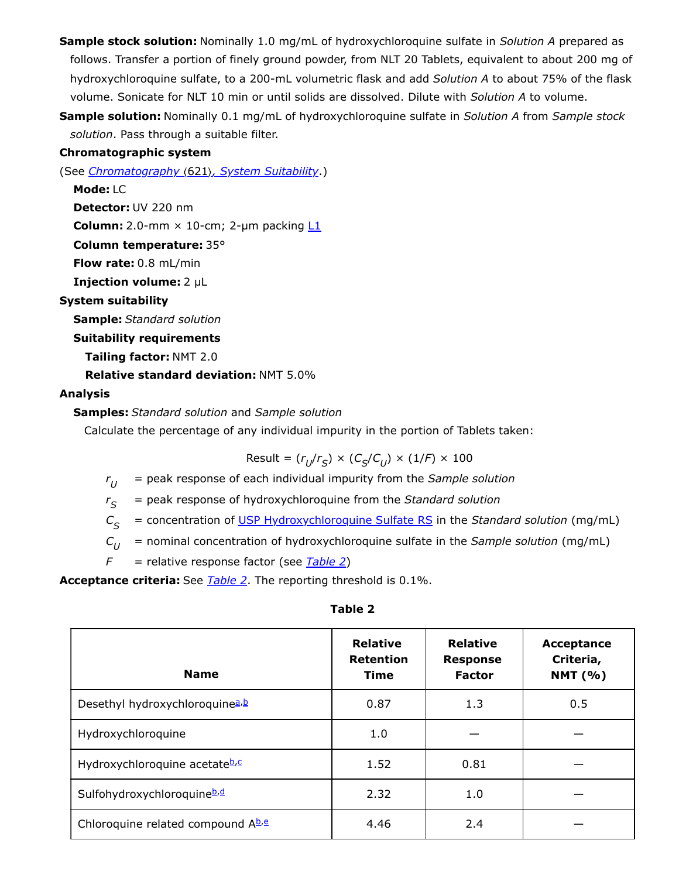**Sample stock solution:** Nominally 1.0 mg/mL of hydroxychloroquine sulfate in *Solution A* prepared as follows. Transfer a portion of finely ground powder, from NLT 20 Tablets, equivalent to about 200 mg of hydroxychloroquine sulfate, to a 200-mL volumetric flask and add *Solution A* to about 75% of the flask volume. Sonicate for NLT 10 min or until solids are dissolved. Dilute with *Solution A* to volume.

**Sample solution:** Nominally 0.1 mg/mL of hydroxychloroquine sulfate in *Solution A* from *Sample stock solution*. Pass through a suitable filter.

**Chromatographic system**

(See *Chromatography* ⟨621⟩*, System Suitability*.)

**Mode:** LC

**Detector:** UV 220 nm

**Column:** 2.0-mm × 10-cm; 2-µm packing L1

**Column temperature:** 35°

**Flow rate:** 0.8 mL/min

**Injection volume:** 2 µL

**System suitability**

**Sample:** *Standard solution*

**Suitability requirements**

**Tailing factor:** NMT 2.0

**Relative standard deviation:** NMT 5.0%

**Analysis**

**Samples:** *Standard solution* and *Sample solution*

Calculate the percentage of any individual impurity in the portion of Tablets taken:

$$\text{Result} = (r_U/r_S) \times (C_S/C_U) \times (1/F) \times 100$$

$r_U$ = peak response of each individual impurity from the *Sample solution*

$r_S$ = peak response of hydroxychloroquine from the *Standard solution*

$C_S$ = concentration of USP Hydroxychloroquine Sulfate RS in the *Standard solution* (mg/mL)

$C_U$ = nominal concentration of hydroxychloroquine sulfate in the *Sample solution* (mg/mL)

$F$ = relative response factor (see *Table 2*)

**Acceptance criteria:** See *Table 2*. The reporting threshold is 0.1%.

**Table 2**

| Name | Relative Retention Time | Relative Response Factor | Acceptance Criteria, NMT (%) |
|---|---|---|---|
| Desethyl hydroxychloroquine[a,b] | 0.87 | 1.3 | 0.5 |
| Hydroxychloroquine | 1.0 | — | — |
| Hydroxychloroquine acetate[b,c] | 1.52 | 0.81 | — |
| Sulfohydroxychloroquine[b,d] | 2.32 | 1.0 | — |
| Chloroquine related compound A[b,e] | 4.46 | 2.4 | — |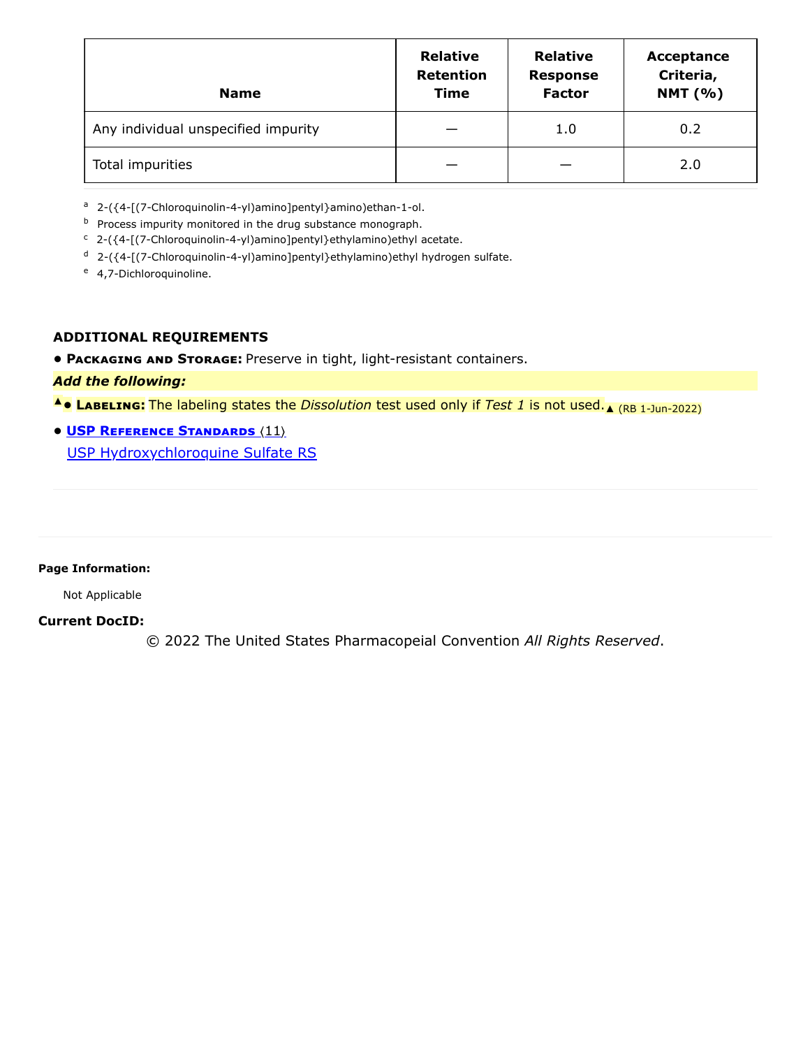| Name | Relative Retention Time | Relative Response Factor | Acceptance Criteria, NMT (%) |
|---|---|---|---|
| Any individual unspecified impurity | — | 1.0 | 0.2 |
| Total impurities | — | — | 2.0 |

[a] 2-({4-[(7-Chloroquinolin-4-yl)amino]pentyl}amino)ethan-1-ol.

[b] Process impurity monitored in the drug substance monograph.

[c] 2-({4-[(7-Chloroquinolin-4-yl)amino]pentyl}ethylamino)ethyl acetate.

[d] 2-({4-[(7-Chloroquinolin-4-yl)amino]pentyl}ethylamino)ethyl hydrogen sulfate.

[e] 4,7-Dichloroquinoline.

## ADDITIONAL REQUIREMENTS

- **Packaging and Storage:** Preserve in tight, light-resistant containers.

***Add the following:***

- ▲**Labeling:** The labeling states the *Dissolution* test used only if *Test 1* is not used.▲ (RB 1-Jun-2022)
- **USP Reference Standards** ⟨11⟩
  USP Hydroxychloroquine Sulfate RS

**Page Information:**

Not Applicable

**Current DocID:**

© 2022 The United States Pharmacopeial Convention *All Rights Reserved*.